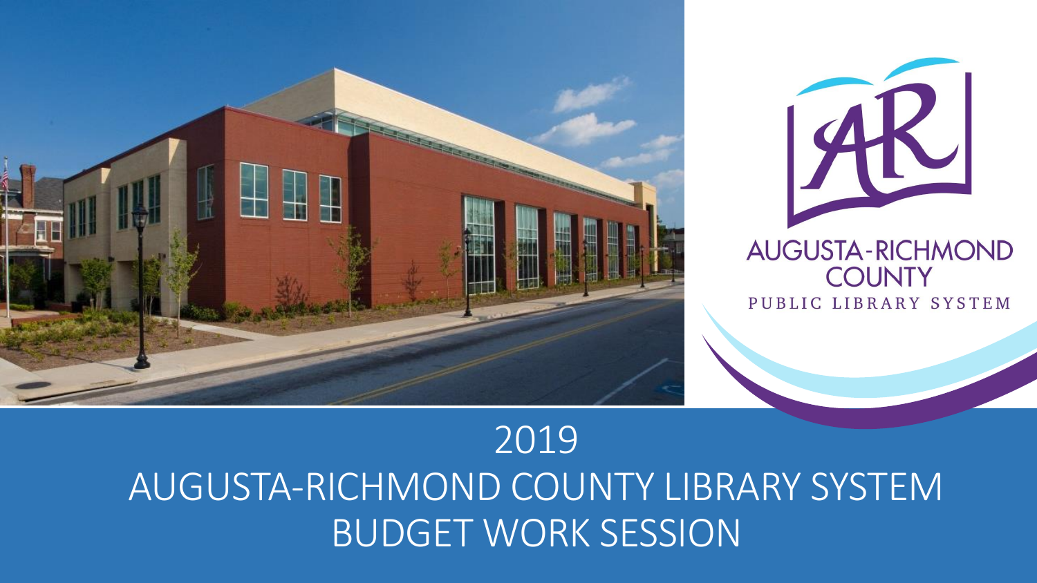AUGUSTA-RICHMOND COUNTY

PUBLIC LIBRARY SYSTEM

# 2019
# AUGUSTA-RICHMOND COUNTY LIBRARY SYSTEM BUDGET WORK SESSION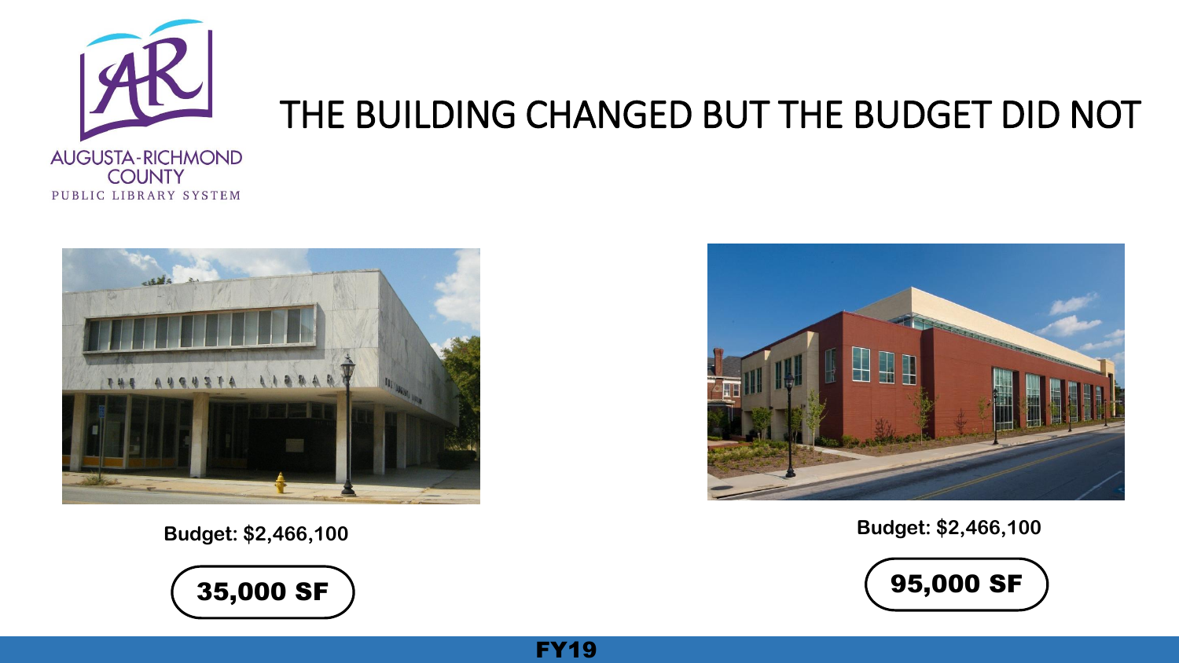AUGUSTA-RICHMOND COUNTY
PUBLIC LIBRARY SYSTEM

# THE BUILDING CHANGED BUT THE BUDGET DID NOT

**Budget: $2,466,100**

**35,000 SF**

**Budget: $2,466,100**

**95,000 SF**

**FY19**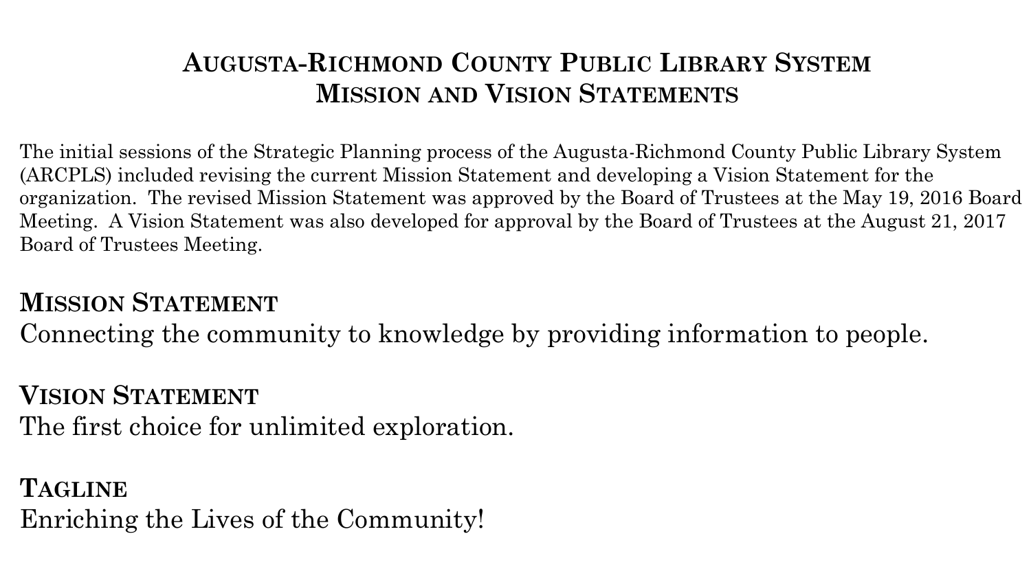# Augusta-Richmond County Public Library System
# Mission and Vision Statements

The initial sessions of the Strategic Planning process of the Augusta-Richmond County Public Library System (ARCPLS) included revising the current Mission Statement and developing a Vision Statement for the organization. The revised Mission Statement was approved by the Board of Trustees at the May 19, 2016 Board Meeting. A Vision Statement was also developed for approval by the Board of Trustees at the August 21, 2017 Board of Trustees Meeting.

## Mission Statement

Connecting the community to knowledge by providing information to people.

## Vision Statement

The first choice for unlimited exploration.

## Tagline

Enriching the Lives of the Community!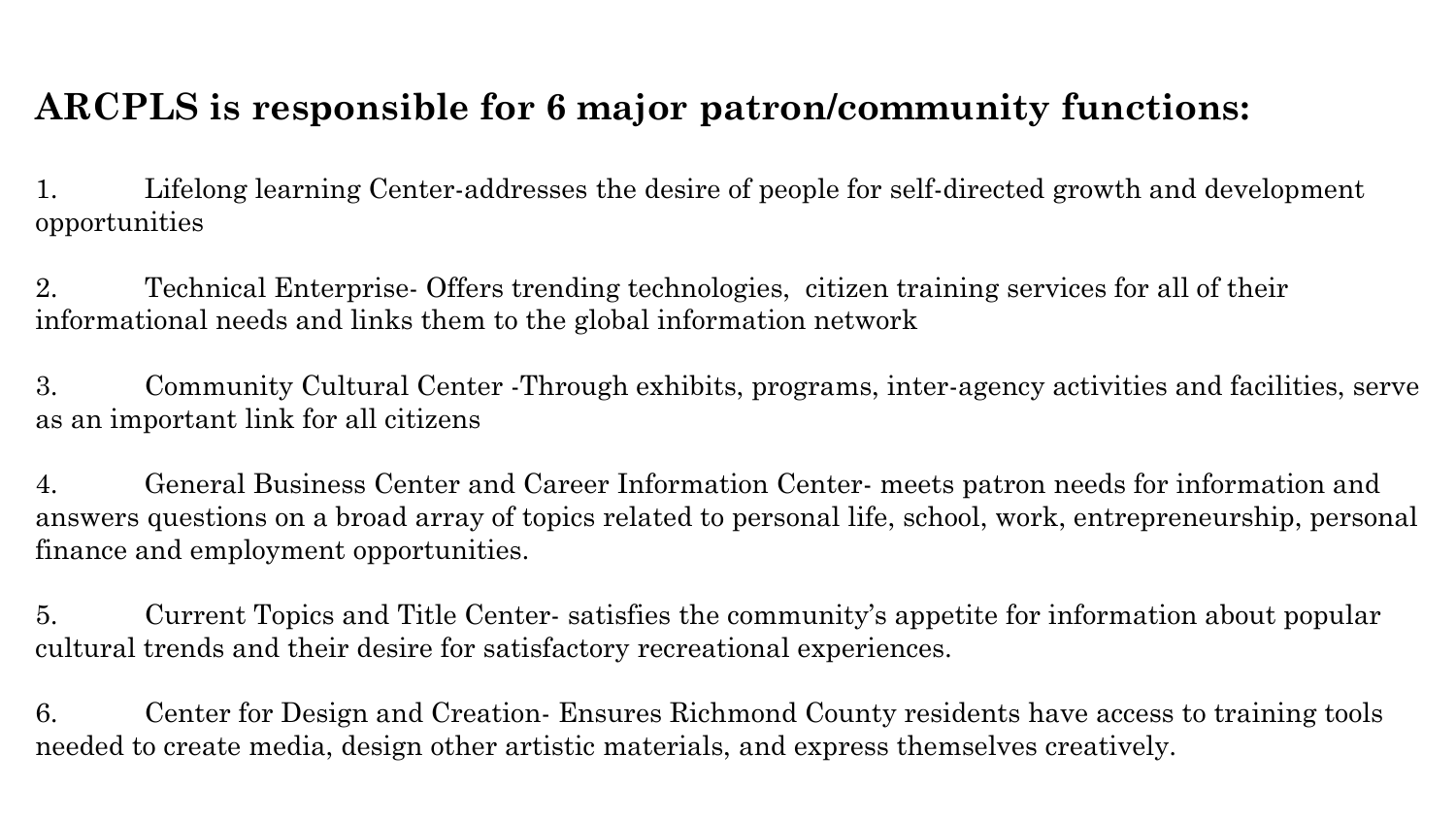## ARCPLS is responsible for 6 major patron/community functions:

1. Lifelong learning Center-addresses the desire of people for self-directed growth and development opportunities

2. Technical Enterprise- Offers trending technologies, citizen training services for all of their informational needs and links them to the global information network

3. Community Cultural Center -Through exhibits, programs, inter-agency activities and facilities, serve as an important link for all citizens

4. General Business Center and Career Information Center- meets patron needs for information and answers questions on a broad array of topics related to personal life, school, work, entrepreneurship, personal finance and employment opportunities.

5. Current Topics and Title Center- satisfies the community's appetite for information about popular cultural trends and their desire for satisfactory recreational experiences.

6. Center for Design and Creation- Ensures Richmond County residents have access to training tools needed to create media, design other artistic materials, and express themselves creatively.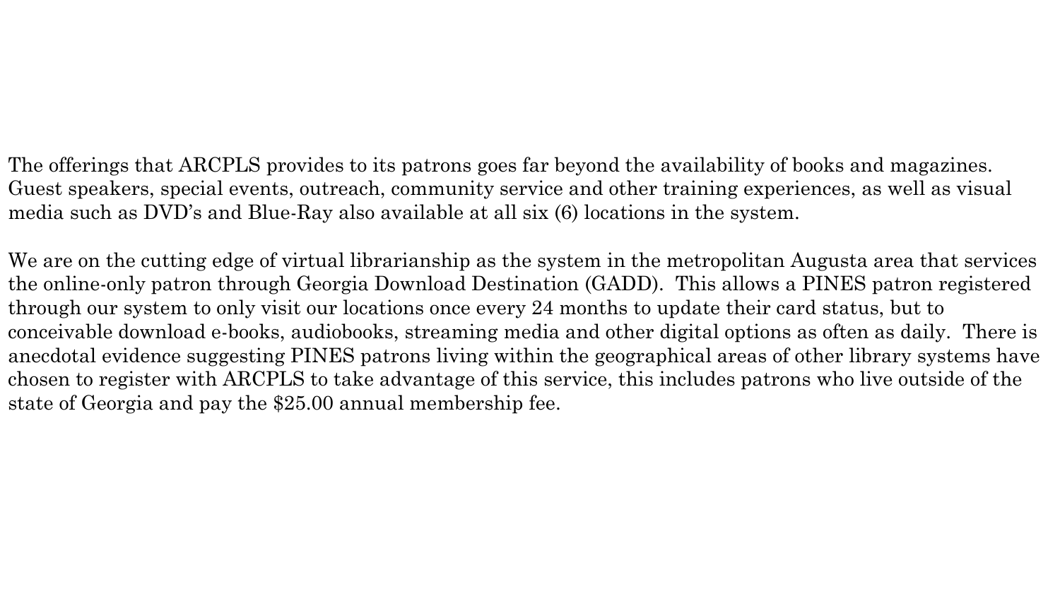The offerings that ARCPLS provides to its patrons goes far beyond the availability of books and magazines. Guest speakers, special events, outreach, community service and other training experiences, as well as visual media such as DVD's and Blue-Ray also available at all six (6) locations in the system.

We are on the cutting edge of virtual librarianship as the system in the metropolitan Augusta area that services the online-only patron through Georgia Download Destination (GADD). This allows a PINES patron registered through our system to only visit our locations once every 24 months to update their card status, but to conceivable download e-books, audiobooks, streaming media and other digital options as often as daily. There is anecdotal evidence suggesting PINES patrons living within the geographical areas of other library systems have chosen to register with ARCPLS to take advantage of this service, this includes patrons who live outside of the state of Georgia and pay the $25.00 annual membership fee.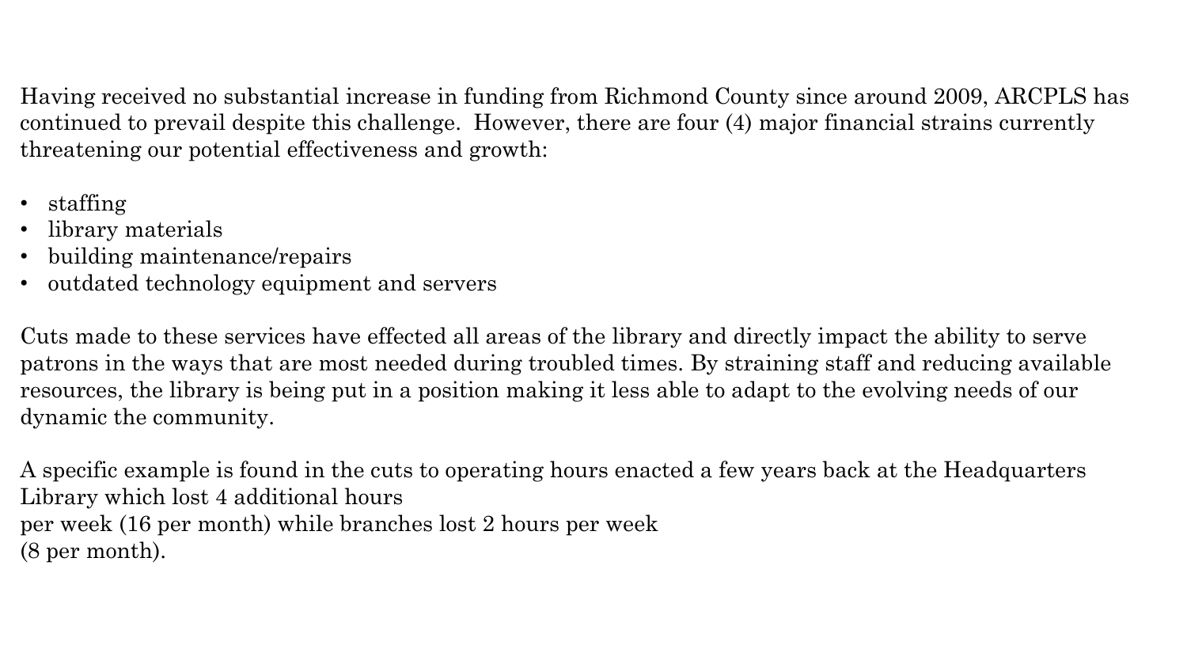Having received no substantial increase in funding from Richmond County since around 2009, ARCPLS has continued to prevail despite this challenge. However, there are four (4) major financial strains currently threatening our potential effectiveness and growth:

- staffing
- library materials
- building maintenance/repairs
- outdated technology equipment and servers

Cuts made to these services have effected all areas of the library and directly impact the ability to serve patrons in the ways that are most needed during troubled times. By straining staff and reducing available resources, the library is being put in a position making it less able to adapt to the evolving needs of our dynamic the community.

A specific example is found in the cuts to operating hours enacted a few years back at the Headquarters Library which lost 4 additional hours per week (16 per month) while branches lost 2 hours per week (8 per month).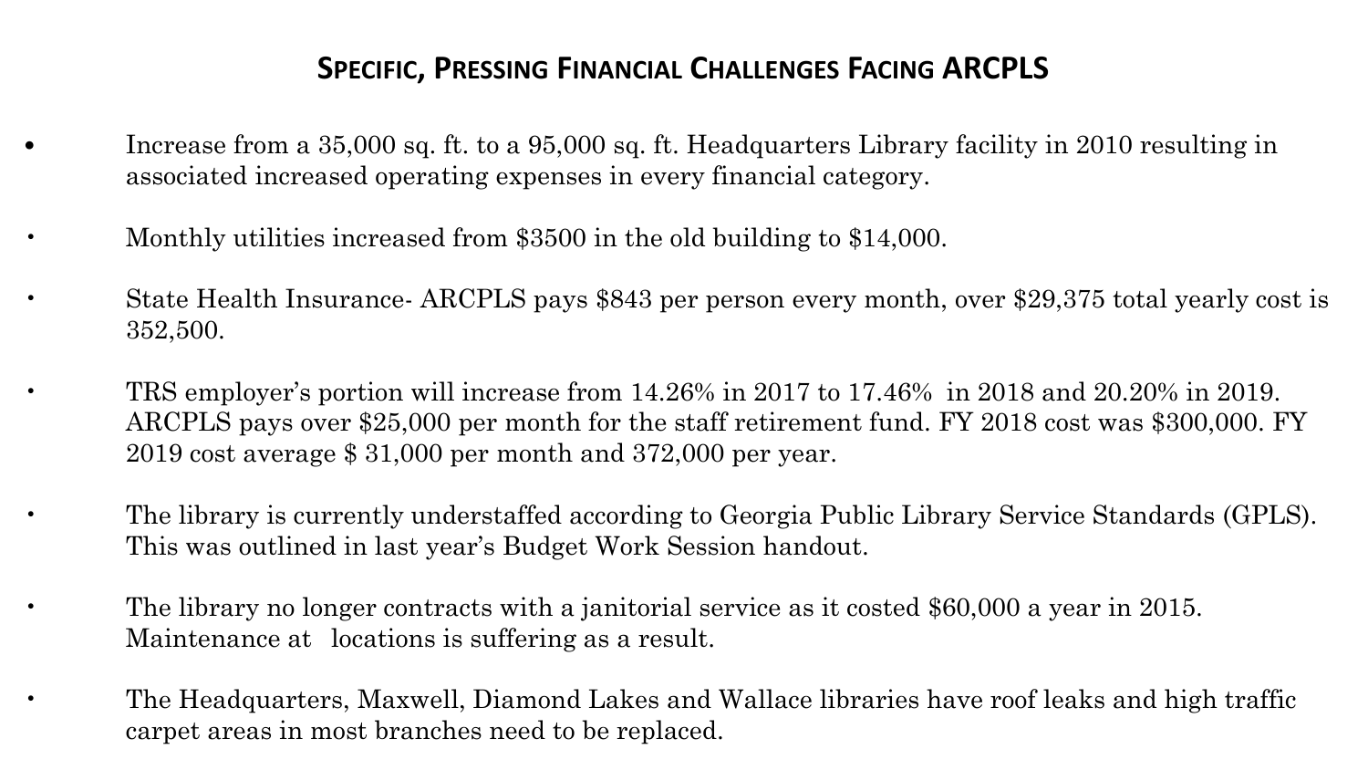## Specific, Pressing Financial Challenges Facing ARCPLS

- Increase from a 35,000 sq. ft. to a 95,000 sq. ft. Headquarters Library facility in 2010 resulting in associated increased operating expenses in every financial category.
- Monthly utilities increased from $3500 in the old building to $14,000.
- State Health Insurance- ARCPLS pays $843 per person every month, over $29,375 total yearly cost is 352,500.
- TRS employer's portion will increase from 14.26% in 2017 to 17.46% in 2018 and 20.20% in 2019. ARCPLS pays over $25,000 per month for the staff retirement fund. FY 2018 cost was $300,000. FY 2019 cost average $ 31,000 per month and 372,000 per year.
- The library is currently understaffed according to Georgia Public Library Service Standards (GPLS). This was outlined in last year's Budget Work Session handout.
- The library no longer contracts with a janitorial service as it costed $60,000 a year in 2015. Maintenance at locations is suffering as a result.
- The Headquarters, Maxwell, Diamond Lakes and Wallace libraries have roof leaks and high traffic carpet areas in most branches need to be replaced.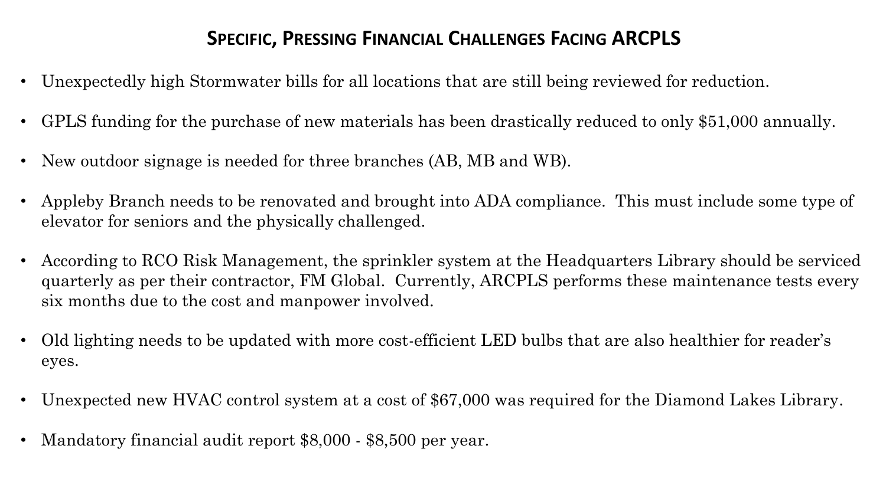## Specific, Pressing Financial Challenges Facing ARCPLS

- Unexpectedly high Stormwater bills for all locations that are still being reviewed for reduction.
- GPLS funding for the purchase of new materials has been drastically reduced to only $51,000 annually.
- New outdoor signage is needed for three branches (AB, MB and WB).
- Appleby Branch needs to be renovated and brought into ADA compliance. This must include some type of elevator for seniors and the physically challenged.
- According to RCO Risk Management, the sprinkler system at the Headquarters Library should be serviced quarterly as per their contractor, FM Global. Currently, ARCPLS performs these maintenance tests every six months due to the cost and manpower involved.
- Old lighting needs to be updated with more cost-efficient LED bulbs that are also healthier for reader's eyes.
- Unexpected new HVAC control system at a cost of $67,000 was required for the Diamond Lakes Library.
- Mandatory financial audit report $8,000 - $8,500 per year.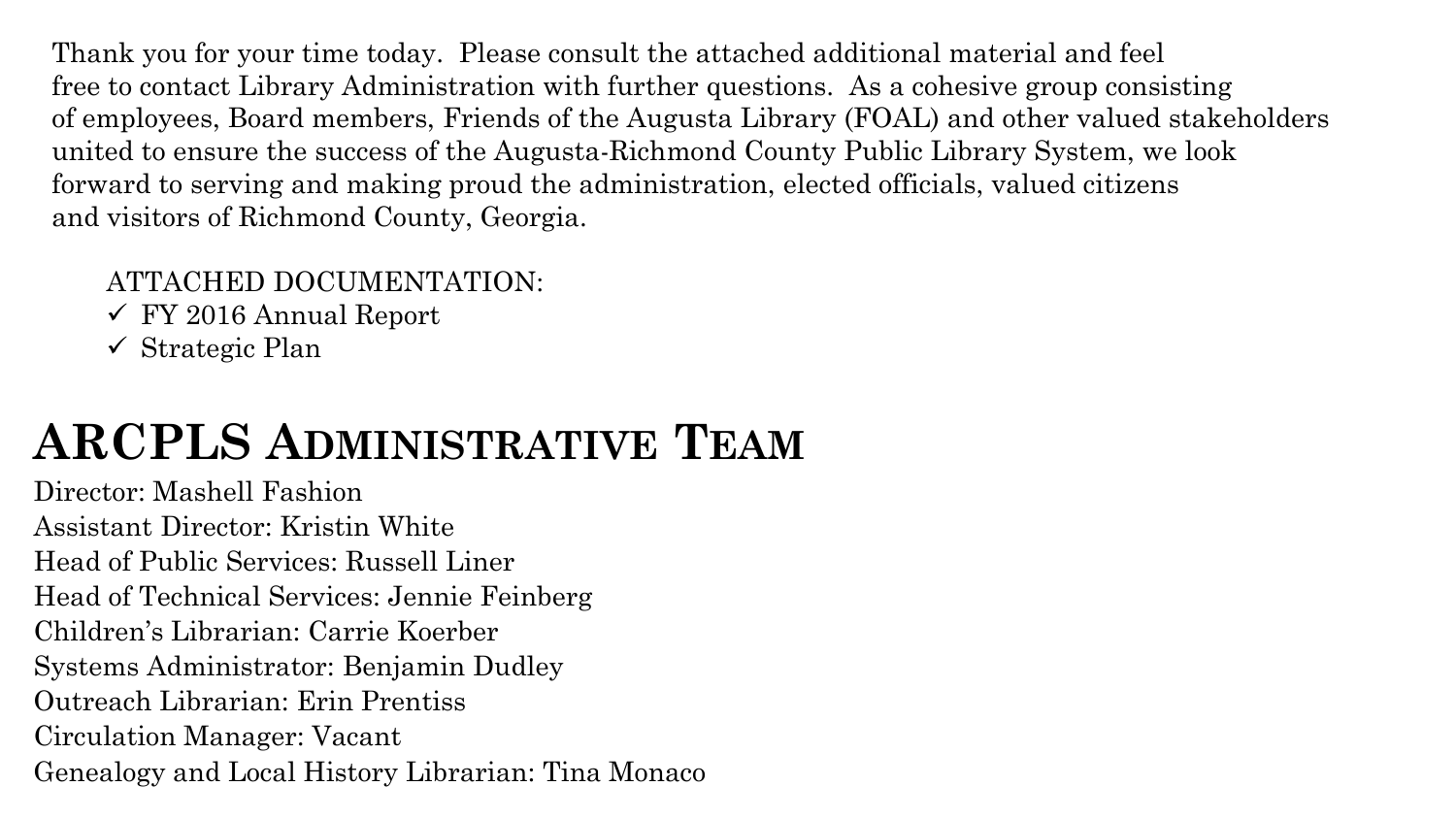Thank you for your time today. Please consult the attached additional material and feel free to contact Library Administration with further questions. As a cohesive group consisting of employees, Board members, Friends of the Augusta Library (FOAL) and other valued stakeholders united to ensure the success of the Augusta-Richmond County Public Library System, we look forward to serving and making proud the administration, elected officials, valued citizens and visitors of Richmond County, Georgia.

ATTACHED DOCUMENTATION:

- ✓ FY 2016 Annual Report
- ✓ Strategic Plan

# ARCPLS Administrative Team

Director: Mashell Fashion
Assistant Director: Kristin White
Head of Public Services: Russell Liner
Head of Technical Services: Jennie Feinberg
Children's Librarian: Carrie Koerber
Systems Administrator: Benjamin Dudley
Outreach Librarian: Erin Prentiss
Circulation Manager: Vacant
Genealogy and Local History Librarian: Tina Monaco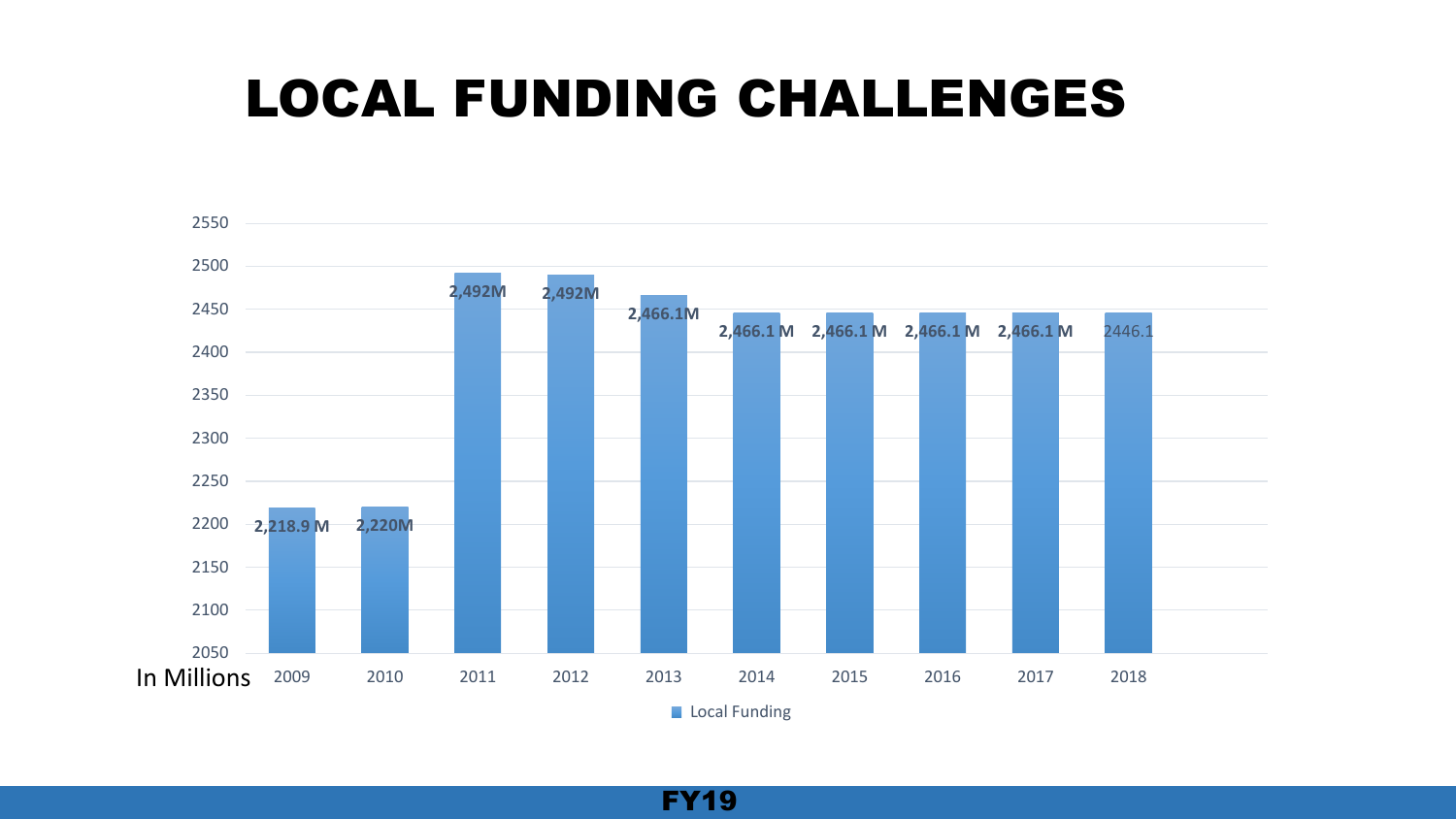# LOCAL FUNDING CHALLENGES

| In Millions | Local Funding |
|---|---|
| 2009 | 2,218.9 M |
| 2010 | 2,220M |
| 2011 | 2,492M |
| 2012 | 2,492M |
| 2013 | 2,466.1M |
| 2014 | 2,466.1 M |
| 2015 | 2,466.1 M |
| 2016 | 2,466.1 M |
| 2017 | 2,466.1 M |
| 2018 | 2446.1 |

FY19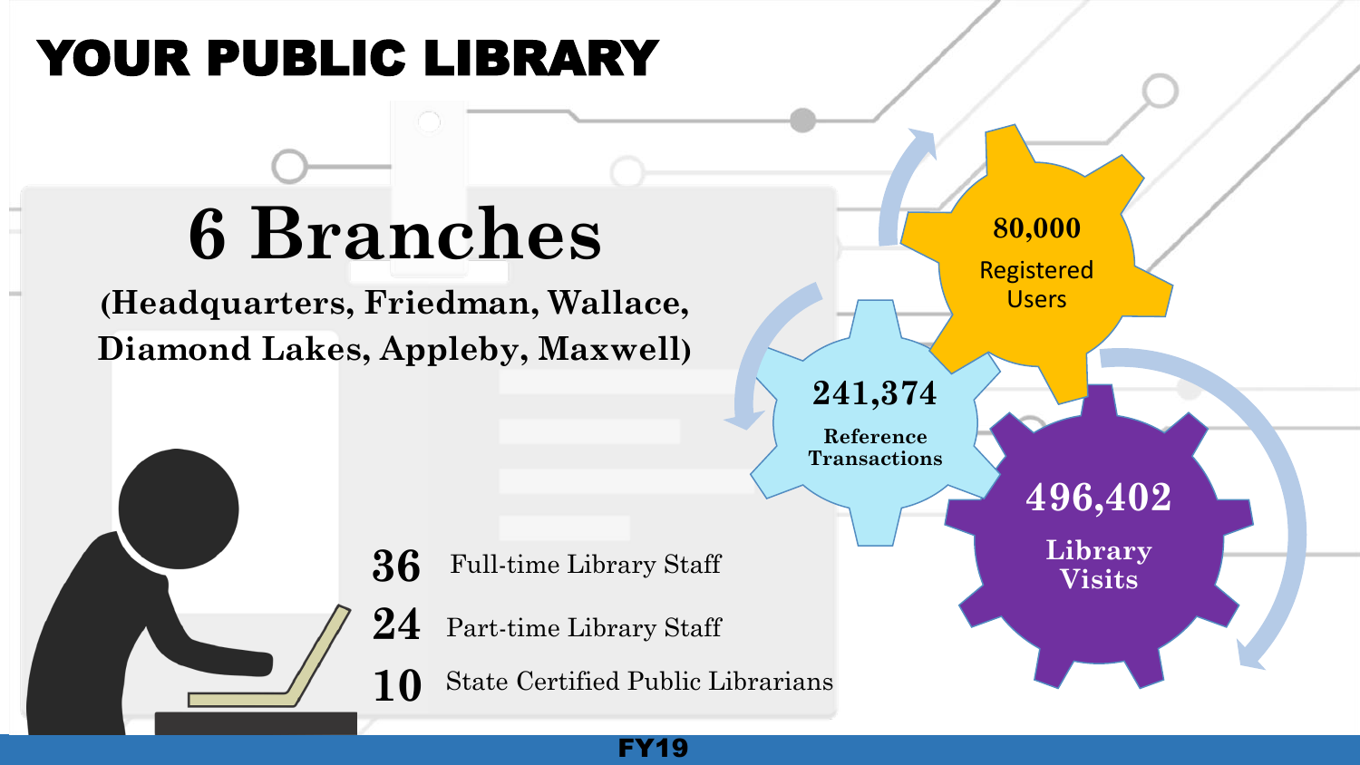# YOUR PUBLIC LIBRARY

## 6 Branches

**(Headquarters, Friedman, Wallace, Diamond Lakes, Appleby, Maxwell)**

**36** Full-time Library Staff

**24** Part-time Library Staff

**10** State Certified Public Librarians

**80,000** Registered Users

**241,374** Reference Transactions

**496,402** Library Visits

**FY19**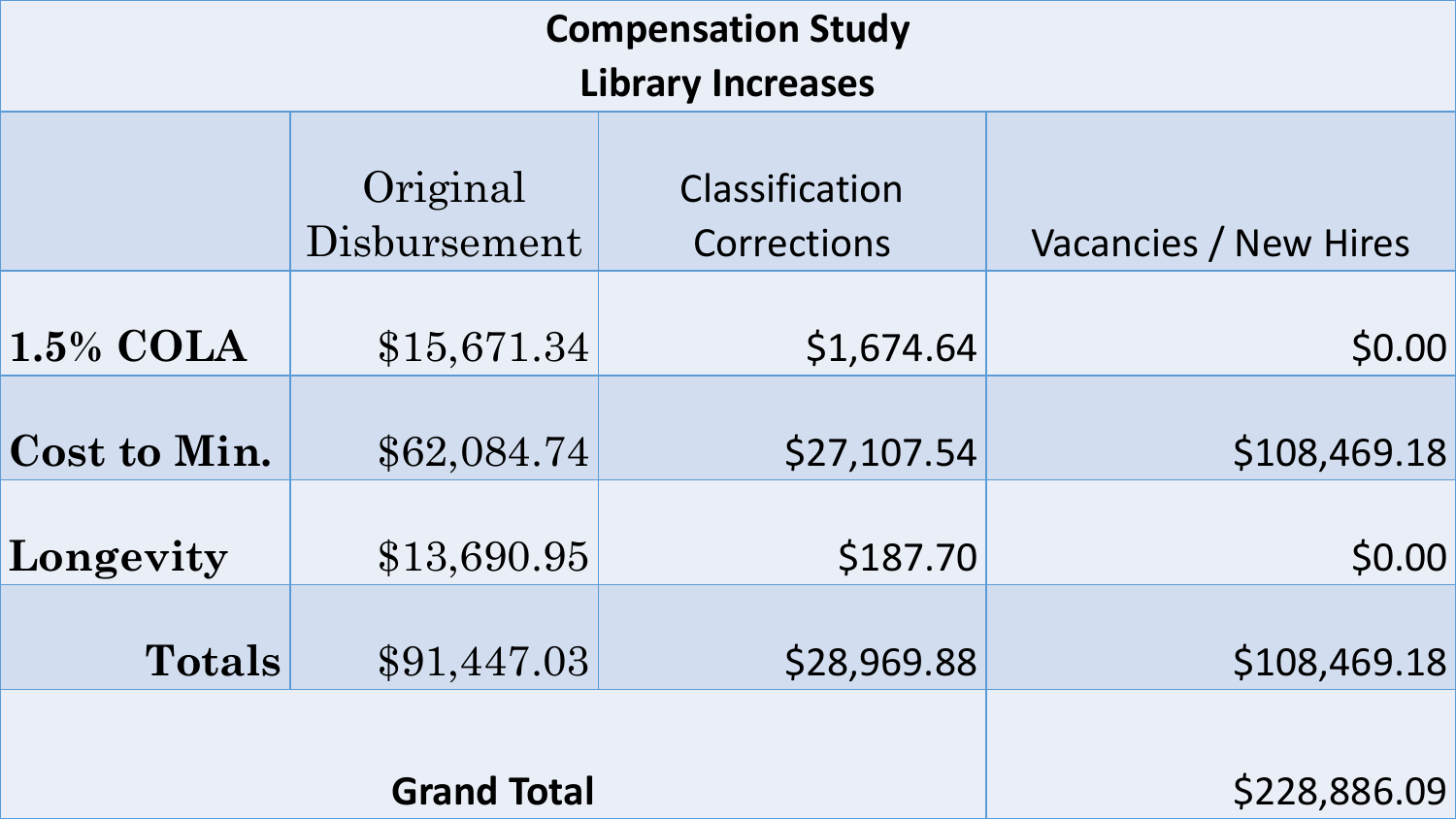## Compensation Study
## Library Increases

| | Original Disbursement | Classification Corrections | Vacancies / New Hires |
|---|---|---|---|
| **1.5% COLA** | $15,671.34 | $1,674.64 | $0.00 |
| **Cost to Min.** | $62,084.74 | $27,107.54 | $108,469.18 |
| **Longevity** | $13,690.95 | $187.70 | $0.00 |
| **Totals** | $91,447.03 | $28,969.88 | $108,469.18 |
| **Grand Total** | | | $228,886.09 |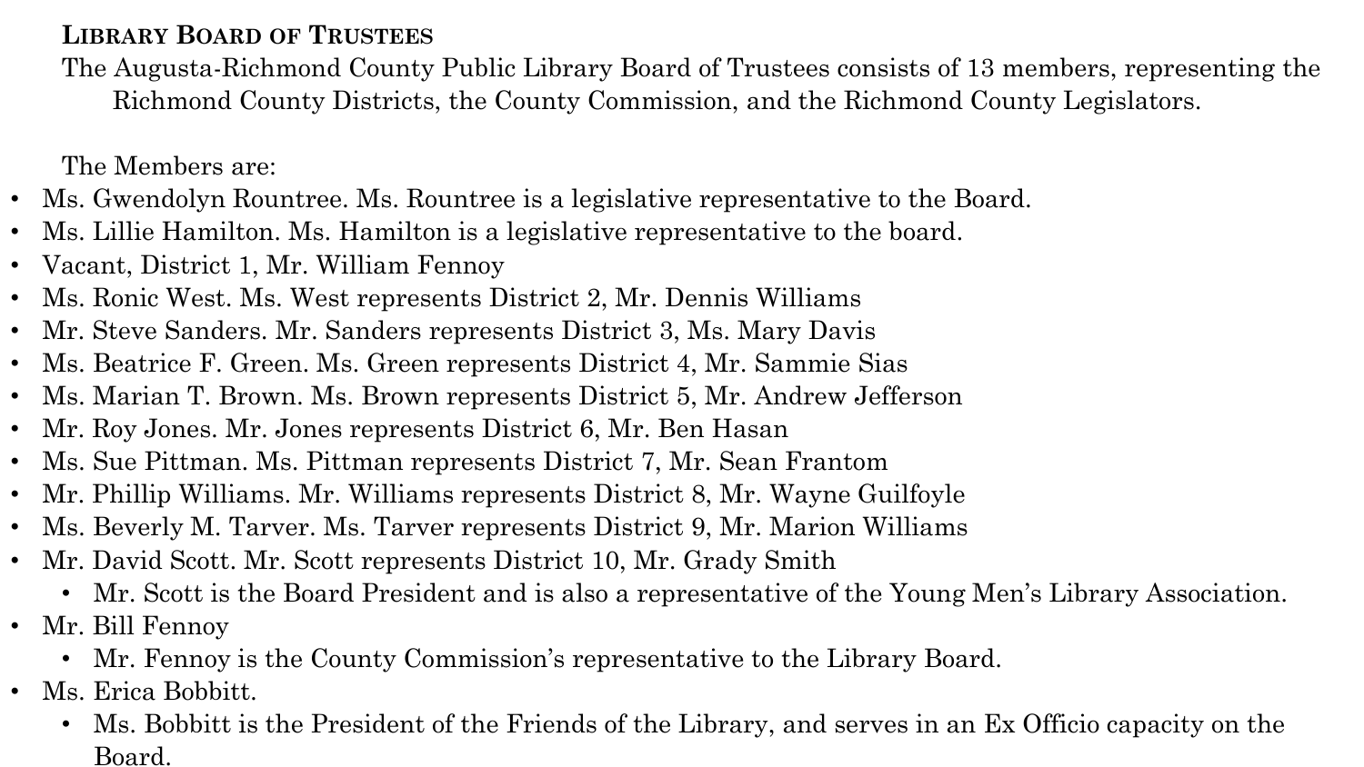### Library Board of Trustees

The Augusta-Richmond County Public Library Board of Trustees consists of 13 members, representing the Richmond County Districts, the County Commission, and the Richmond County Legislators.

The Members are:

- Ms. Gwendolyn Rountree. Ms. Rountree is a legislative representative to the Board.
- Ms. Lillie Hamilton. Ms. Hamilton is a legislative representative to the board.
- Vacant, District 1, Mr. William Fennoy
- Ms. Ronic West. Ms. West represents District 2, Mr. Dennis Williams
- Mr. Steve Sanders. Mr. Sanders represents District 3, Ms. Mary Davis
- Ms. Beatrice F. Green. Ms. Green represents District 4, Mr. Sammie Sias
- Ms. Marian T. Brown. Ms. Brown represents District 5, Mr. Andrew Jefferson
- Mr. Roy Jones. Mr. Jones represents District 6, Mr. Ben Hasan
- Ms. Sue Pittman. Ms. Pittman represents District 7, Mr. Sean Frantom
- Mr. Phillip Williams. Mr. Williams represents District 8, Mr. Wayne Guilfoyle
- Ms. Beverly M. Tarver. Ms. Tarver represents District 9, Mr. Marion Williams
- Mr. David Scott. Mr. Scott represents District 10, Mr. Grady Smith
  - Mr. Scott is the Board President and is also a representative of the Young Men's Library Association.
- Mr. Bill Fennoy
  - Mr. Fennoy is the County Commission's representative to the Library Board.
- Ms. Erica Bobbitt.
  - Ms. Bobbitt is the President of the Friends of the Library, and serves in an Ex Officio capacity on the Board.